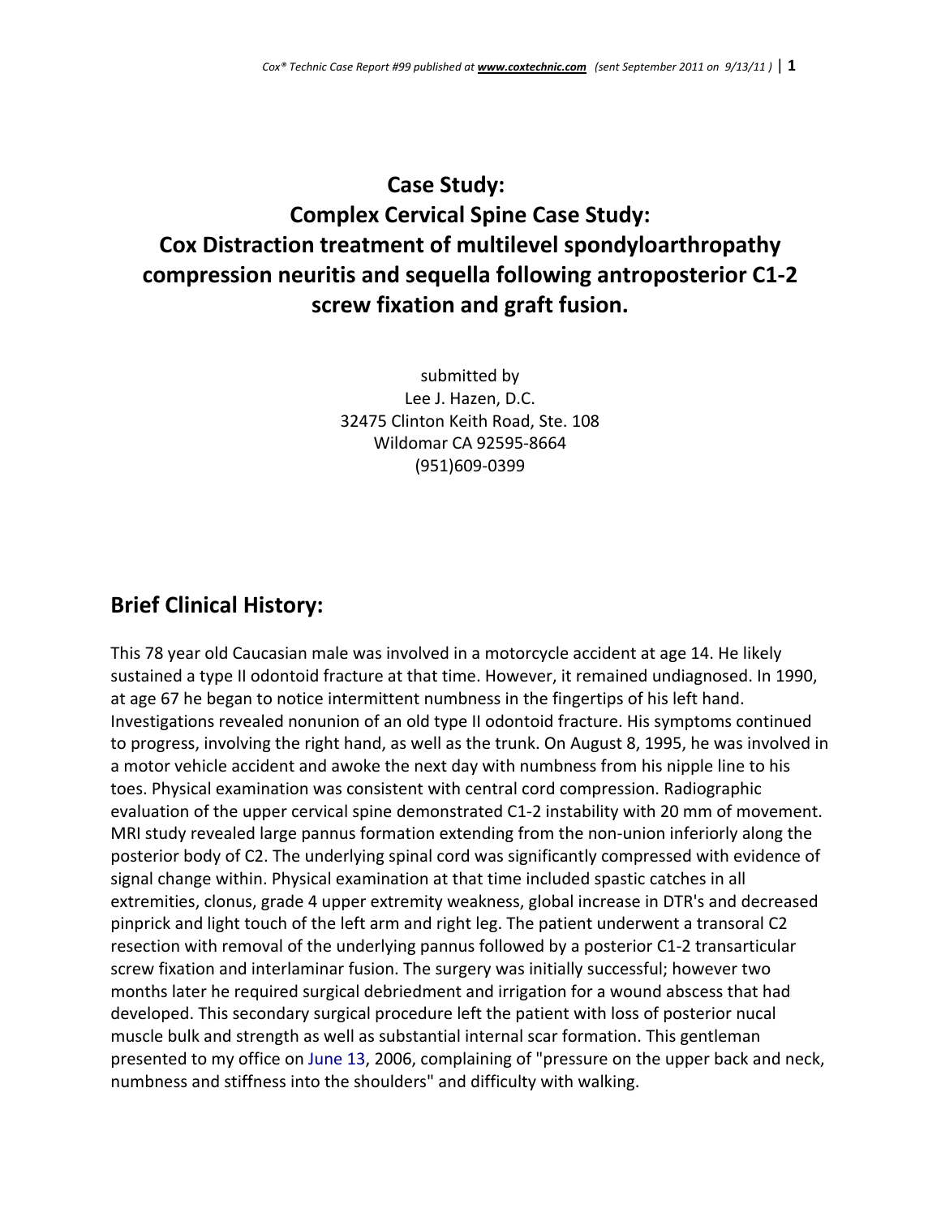# Case Study:
# Complex Cervical Spine Case Study:
# Cox Distraction treatment of multilevel spondyloarthropathy compression neuritis and sequella following antroposterior C1-2 screw fixation and graft fusion.

submitted by
Lee J. Hazen, D.C.
32475 Clinton Keith Road, Ste. 108
Wildomar CA 92595-8664
(951)609-0399

## Brief Clinical History:

This 78 year old Caucasian male was involved in a motorcycle accident at age 14. He likely sustained a type II odontoid fracture at that time. However, it remained undiagnosed. In 1990, at age 67 he began to notice intermittent numbness in the fingertips of his left hand. Investigations revealed nonunion of an old type II odontoid fracture. His symptoms continued to progress, involving the right hand, as well as the trunk. On August 8, 1995, he was involved in a motor vehicle accident and awoke the next day with numbness from his nipple line to his toes. Physical examination was consistent with central cord compression. Radiographic evaluation of the upper cervical spine demonstrated C1-2 instability with 20 mm of movement. MRI study revealed large pannus formation extending from the non-union inferiorly along the posterior body of C2. The underlying spinal cord was significantly compressed with evidence of signal change within. Physical examination at that time included spastic catches in all extremities, clonus, grade 4 upper extremity weakness, global increase in DTR's and decreased pinprick and light touch of the left arm and right leg. The patient underwent a transoral C2 resection with removal of the underlying pannus followed by a posterior C1-2 transarticular screw fixation and interlaminar fusion. The surgery was initially successful; however two months later he required surgical debriedment and irrigation for a wound abscess that had developed. This secondary surgical procedure left the patient with loss of posterior nucal muscle bulk and strength as well as substantial internal scar formation. This gentleman presented to my office on June 13, 2006, complaining of "pressure on the upper back and neck, numbness and stiffness into the shoulders" and difficulty with walking.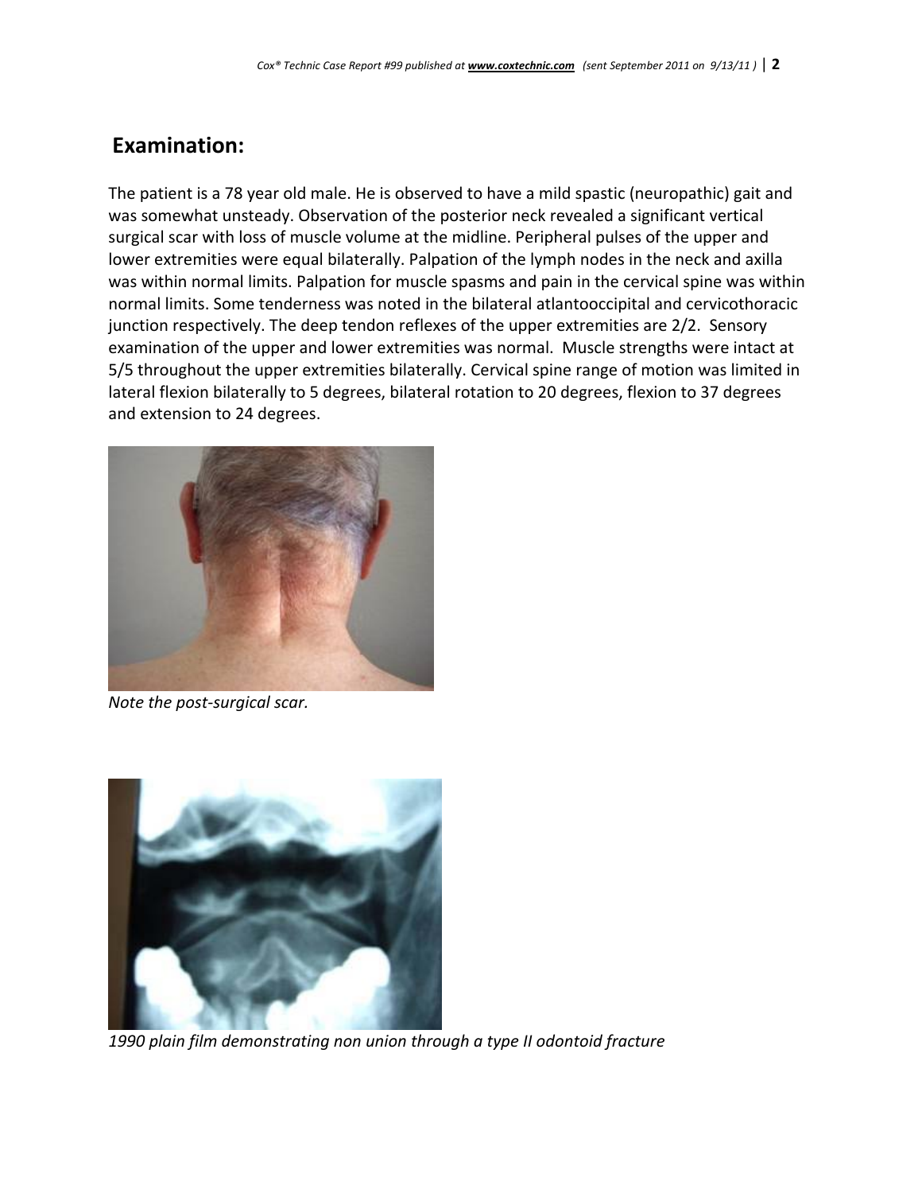## Examination:

The patient is a 78 year old male. He is observed to have a mild spastic (neuropathic) gait and was somewhat unsteady. Observation of the posterior neck revealed a significant vertical surgical scar with loss of muscle volume at the midline. Peripheral pulses of the upper and lower extremities were equal bilaterally. Palpation of the lymph nodes in the neck and axilla was within normal limits. Palpation for muscle spasms and pain in the cervical spine was within normal limits. Some tenderness was noted in the bilateral atlantooccipital and cervicothoracic junction respectively. The deep tendon reflexes of the upper extremities are 2/2. Sensory examination of the upper and lower extremities was normal. Muscle strengths were intact at 5/5 throughout the upper extremities bilaterally. Cervical spine range of motion was limited in lateral flexion bilaterally to 5 degrees, bilateral rotation to 20 degrees, flexion to 37 degrees and extension to 24 degrees.

*Note the post-surgical scar.*

*1990 plain film demonstrating non union through a type II odontoid fracture*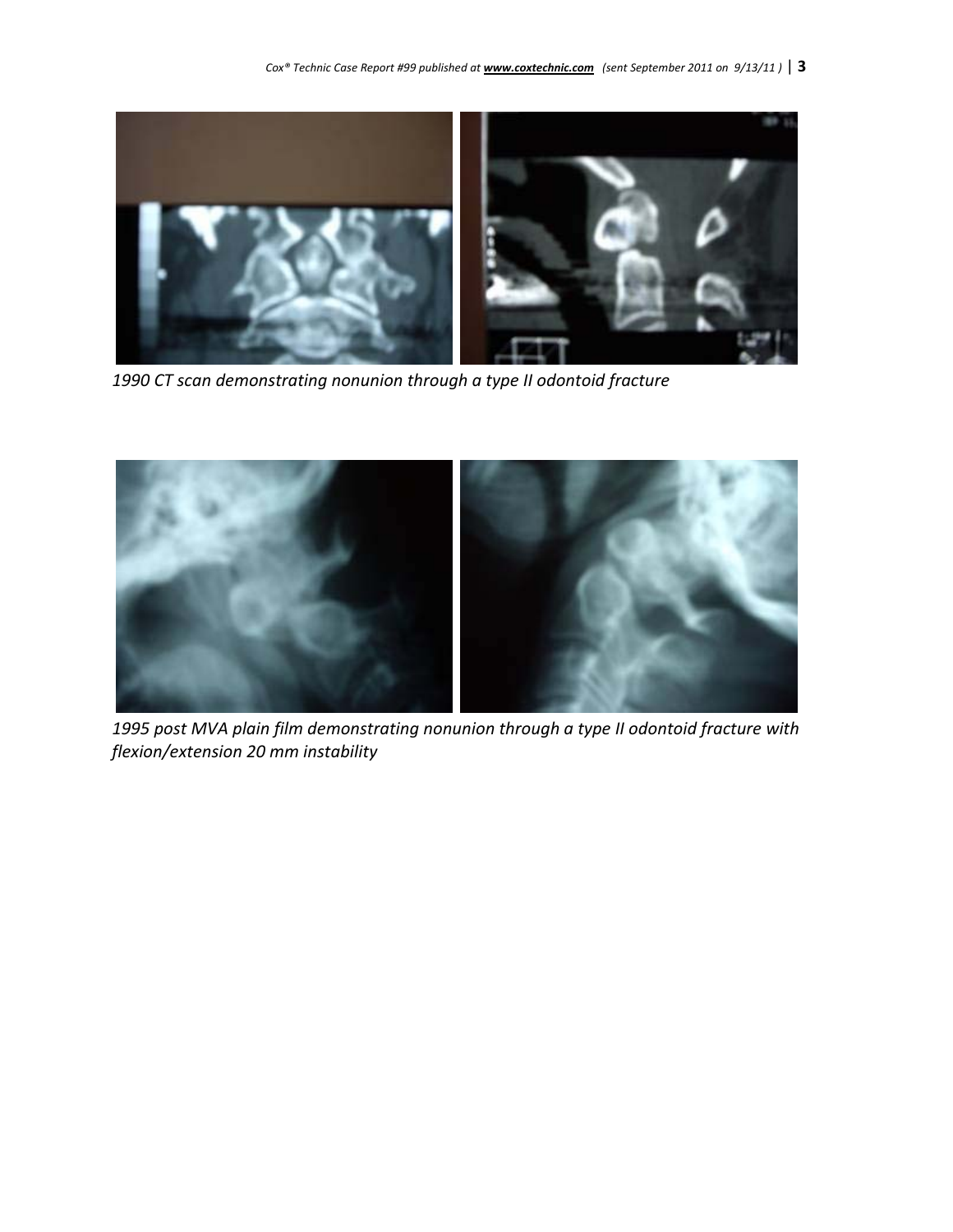*1990 CT scan demonstrating nonunion through a type II odontoid fracture*

*1995 post MVA plain film demonstrating nonunion through a type II odontoid fracture with flexion/extension 20 mm instability*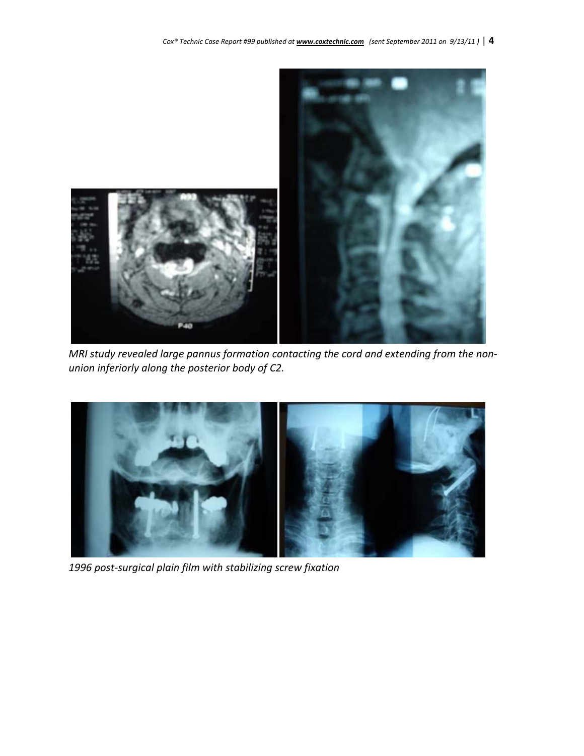*MRI study revealed large pannus formation contacting the cord and extending from the non-union inferiorly along the posterior body of C2.*

*1996 post-surgical plain film with stabilizing screw fixation*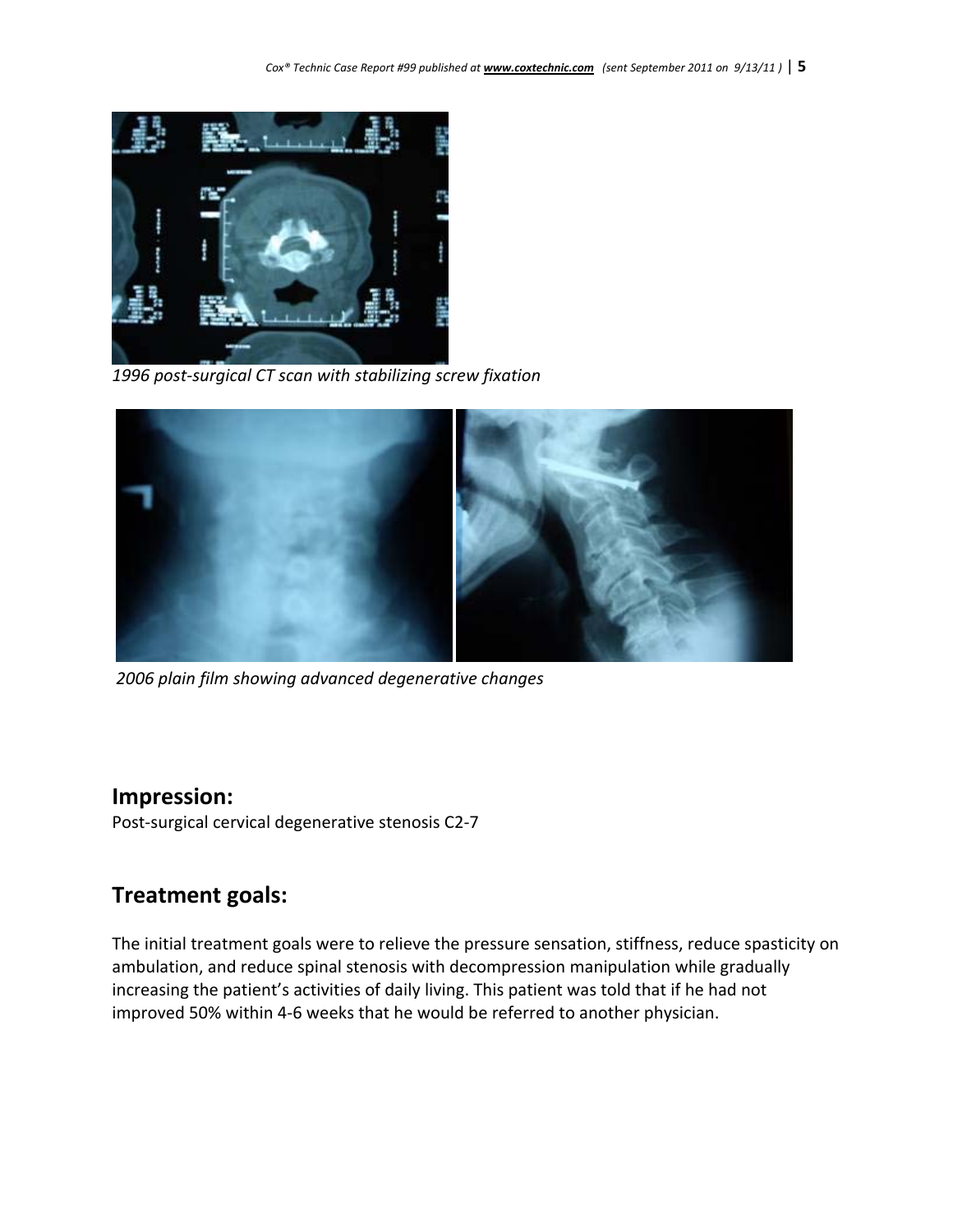*1996 post-surgical CT scan with stabilizing screw fixation*

*2006 plain film showing advanced degenerative changes*

## Impression:

Post-surgical cervical degenerative stenosis C2-7

## Treatment goals:

The initial treatment goals were to relieve the pressure sensation, stiffness, reduce spasticity on ambulation, and reduce spinal stenosis with decompression manipulation while gradually increasing the patient's activities of daily living. This patient was told that if he had not improved 50% within 4-6 weeks that he would be referred to another physician.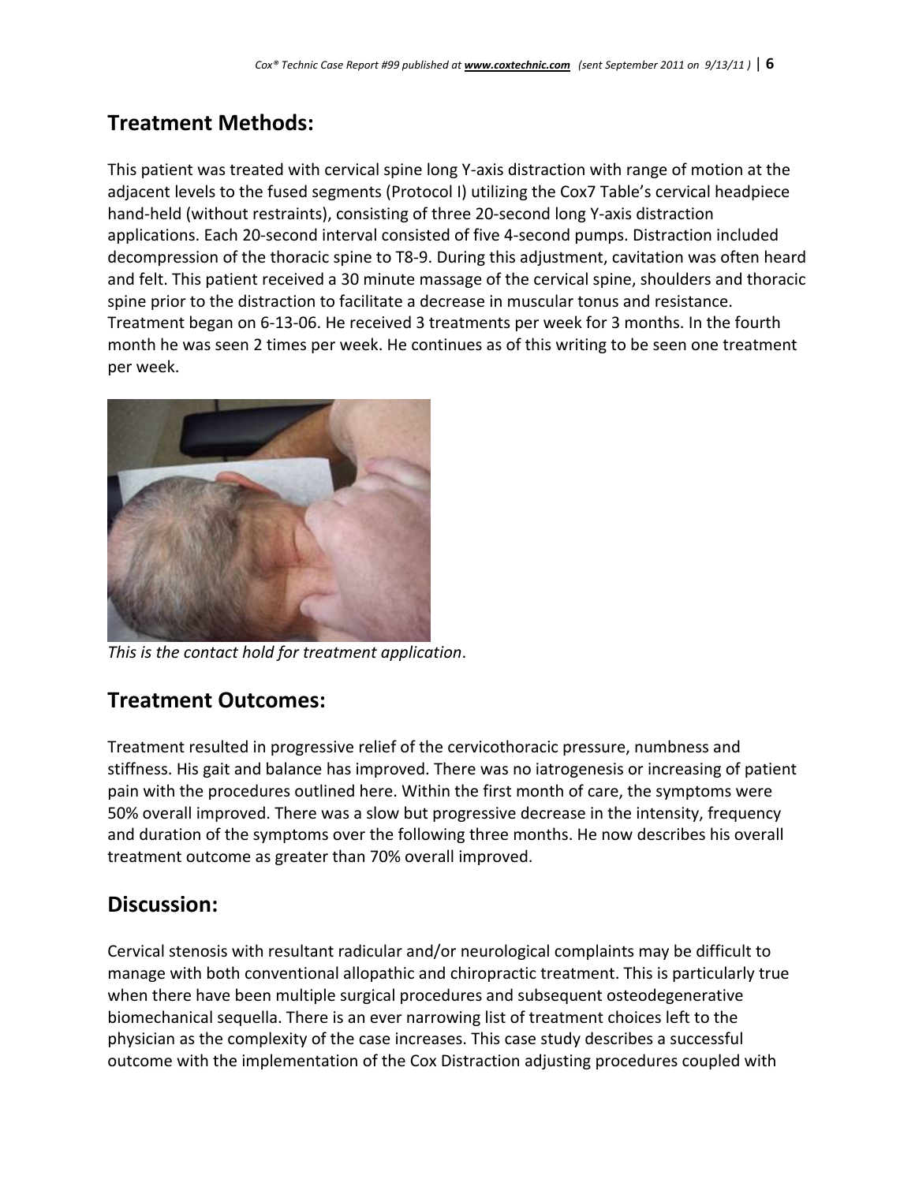## Treatment Methods:

This patient was treated with cervical spine long Y-axis distraction with range of motion at the adjacent levels to the fused segments (Protocol I) utilizing the Cox7 Table's cervical headpiece hand-held (without restraints), consisting of three 20-second long Y-axis distraction applications. Each 20-second interval consisted of five 4-second pumps. Distraction included decompression of the thoracic spine to T8-9. During this adjustment, cavitation was often heard and felt. This patient received a 30 minute massage of the cervical spine, shoulders and thoracic spine prior to the distraction to facilitate a decrease in muscular tonus and resistance. Treatment began on 6-13-06. He received 3 treatments per week for 3 months. In the fourth month he was seen 2 times per week. He continues as of this writing to be seen one treatment per week.

*This is the contact hold for treatment application*.

## Treatment Outcomes:

Treatment resulted in progressive relief of the cervicothoracic pressure, numbness and stiffness. His gait and balance has improved. There was no iatrogenesis or increasing of patient pain with the procedures outlined here. Within the first month of care, the symptoms were 50% overall improved. There was a slow but progressive decrease in the intensity, frequency and duration of the symptoms over the following three months. He now describes his overall treatment outcome as greater than 70% overall improved.

## Discussion:

Cervical stenosis with resultant radicular and/or neurological complaints may be difficult to manage with both conventional allopathic and chiropractic treatment. This is particularly true when there have been multiple surgical procedures and subsequent osteodegenerative biomechanical sequella. There is an ever narrowing list of treatment choices left to the physician as the complexity of the case increases. This case study describes a successful outcome with the implementation of the Cox Distraction adjusting procedures coupled with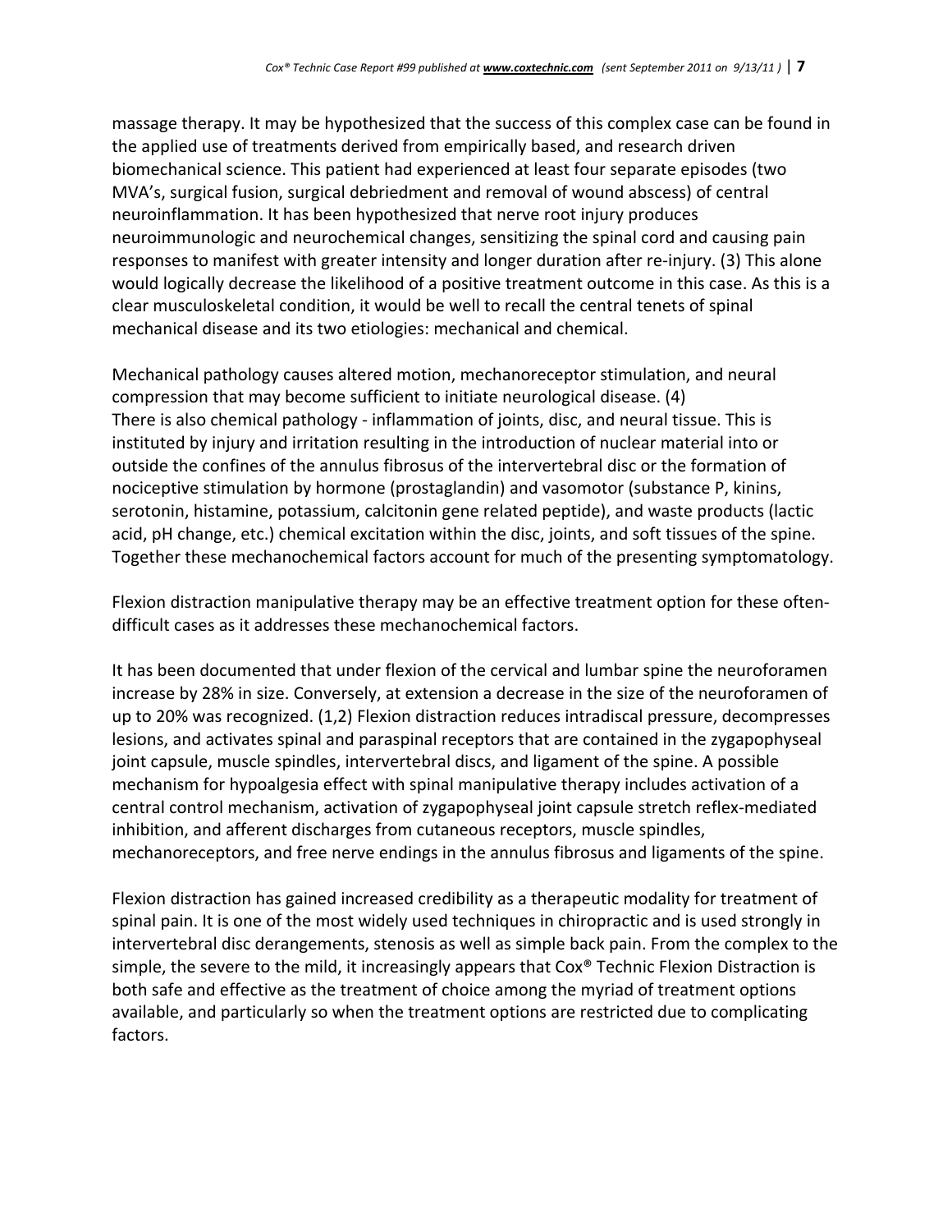massage therapy. It may be hypothesized that the success of this complex case can be found in the applied use of treatments derived from empirically based, and research driven biomechanical science. This patient had experienced at least four separate episodes (two MVA's, surgical fusion, surgical debriedment and removal of wound abscess) of central neuroinflammation. It has been hypothesized that nerve root injury produces neuroimmunologic and neurochemical changes, sensitizing the spinal cord and causing pain responses to manifest with greater intensity and longer duration after re-injury. (3) This alone would logically decrease the likelihood of a positive treatment outcome in this case. As this is a clear musculoskeletal condition, it would be well to recall the central tenets of spinal mechanical disease and its two etiologies: mechanical and chemical.

Mechanical pathology causes altered motion, mechanoreceptor stimulation, and neural compression that may become sufficient to initiate neurological disease. (4)
There is also chemical pathology - inflammation of joints, disc, and neural tissue. This is instituted by injury and irritation resulting in the introduction of nuclear material into or outside the confines of the annulus fibrosus of the intervertebral disc or the formation of nociceptive stimulation by hormone (prostaglandin) and vasomotor (substance P, kinins, serotonin, histamine, potassium, calcitonin gene related peptide), and waste products (lactic acid, pH change, etc.) chemical excitation within the disc, joints, and soft tissues of the spine. Together these mechanochemical factors account for much of the presenting symptomatology.

Flexion distraction manipulative therapy may be an effective treatment option for these often-difficult cases as it addresses these mechanochemical factors.

It has been documented that under flexion of the cervical and lumbar spine the neuroforamen increase by 28% in size. Conversely, at extension a decrease in the size of the neuroforamen of up to 20% was recognized. (1,2) Flexion distraction reduces intradiscal pressure, decompresses lesions, and activates spinal and paraspinal receptors that are contained in the zygapophyseal joint capsule, muscle spindles, intervertebral discs, and ligament of the spine. A possible mechanism for hypoalgesia effect with spinal manipulative therapy includes activation of a central control mechanism, activation of zygapophyseal joint capsule stretch reflex-mediated inhibition, and afferent discharges from cutaneous receptors, muscle spindles, mechanoreceptors, and free nerve endings in the annulus fibrosus and ligaments of the spine.

Flexion distraction has gained increased credibility as a therapeutic modality for treatment of spinal pain. It is one of the most widely used techniques in chiropractic and is used strongly in intervertebral disc derangements, stenosis as well as simple back pain. From the complex to the simple, the severe to the mild, it increasingly appears that Cox® Technic Flexion Distraction is both safe and effective as the treatment of choice among the myriad of treatment options available, and particularly so when the treatment options are restricted due to complicating factors.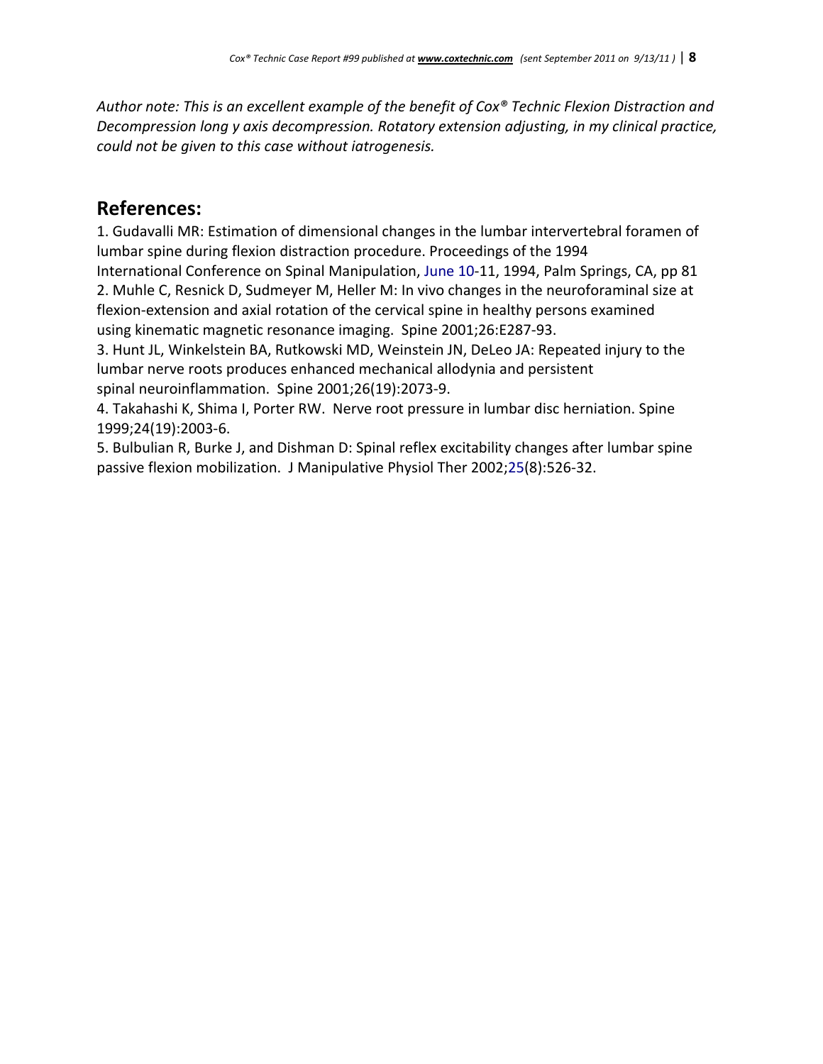*Author note: This is an excellent example of the benefit of Cox® Technic Flexion Distraction and Decompression long y axis decompression. Rotatory extension adjusting, in my clinical practice, could not be given to this case without iatrogenesis.*

## References:

1. Gudavalli MR: Estimation of dimensional changes in the lumbar intervertebral foramen of lumbar spine during flexion distraction procedure. Proceedings of the 1994 International Conference on Spinal Manipulation, June 10-11, 1994, Palm Springs, CA, pp 81
2. Muhle C, Resnick D, Sudmeyer M, Heller M: In vivo changes in the neuroforaminal size at flexion-extension and axial rotation of the cervical spine in healthy persons examined using kinematic magnetic resonance imaging. Spine 2001;26:E287-93.
3. Hunt JL, Winkelstein BA, Rutkowski MD, Weinstein JN, DeLeo JA: Repeated injury to the lumbar nerve roots produces enhanced mechanical allodynia and persistent spinal neuroinflammation. Spine 2001;26(19):2073-9.
4. Takahashi K, Shima I, Porter RW. Nerve root pressure in lumbar disc herniation. Spine 1999;24(19):2003-6.
5. Bulbulian R, Burke J, and Dishman D: Spinal reflex excitability changes after lumbar spine passive flexion mobilization. J Manipulative Physiol Ther 2002;25(8):526-32.